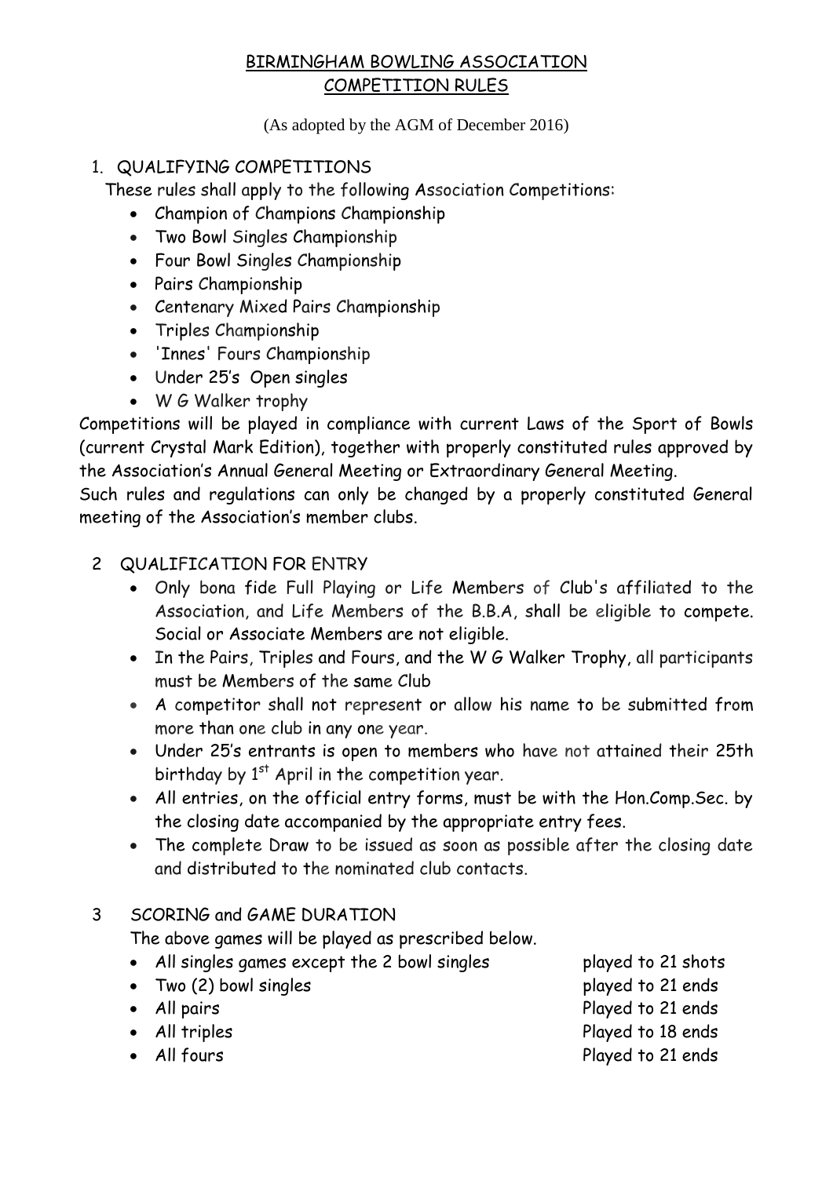# BIRMINGHAM BOWLING ASSOCIATION
# COMPETITION RULES

(As adopted by the AGM of December 2016)

## 1. QUALIFYING COMPETITIONS

These rules shall apply to the following Association Competitions:

- Champion of Champions Championship
- Two Bowl Singles Championship
- Four Bowl Singles Championship
- Pairs Championship
- Centenary Mixed Pairs Championship
- Triples Championship
- 'Innes' Fours Championship
- Under 25's Open singles
- W G Walker trophy

Competitions will be played in compliance with current Laws of the Sport of Bowls (current Crystal Mark Edition), together with properly constituted rules approved by the Association's Annual General Meeting or Extraordinary General Meeting.

Such rules and regulations can only be changed by a properly constituted General meeting of the Association's member clubs.

## 2 QUALIFICATION FOR ENTRY

- Only bona fide Full Playing or Life Members of Club's affiliated to the Association, and Life Members of the B.B.A, shall be eligible to compete. Social or Associate Members are not eligible.
- In the Pairs, Triples and Fours, and the W G Walker Trophy, all participants must be Members of the same Club
- A competitor shall not represent or allow his name to be submitted from more than one club in any one year.
- Under 25's entrants is open to members who have not attained their 25th birthday by 1st April in the competition year.
- All entries, on the official entry forms, must be with the Hon.Comp.Sec. by the closing date accompanied by the appropriate entry fees.
- The complete Draw to be issued as soon as possible after the closing date and distributed to the nominated club contacts.

## 3 SCORING and GAME DURATION

The above games will be played as prescribed below.

- All singles games except the 2 bowl singles — played to 21 shots
- Two (2) bowl singles — played to 21 ends
- All pairs — Played to 21 ends
- All triples — Played to 18 ends
- All fours — Played to 21 ends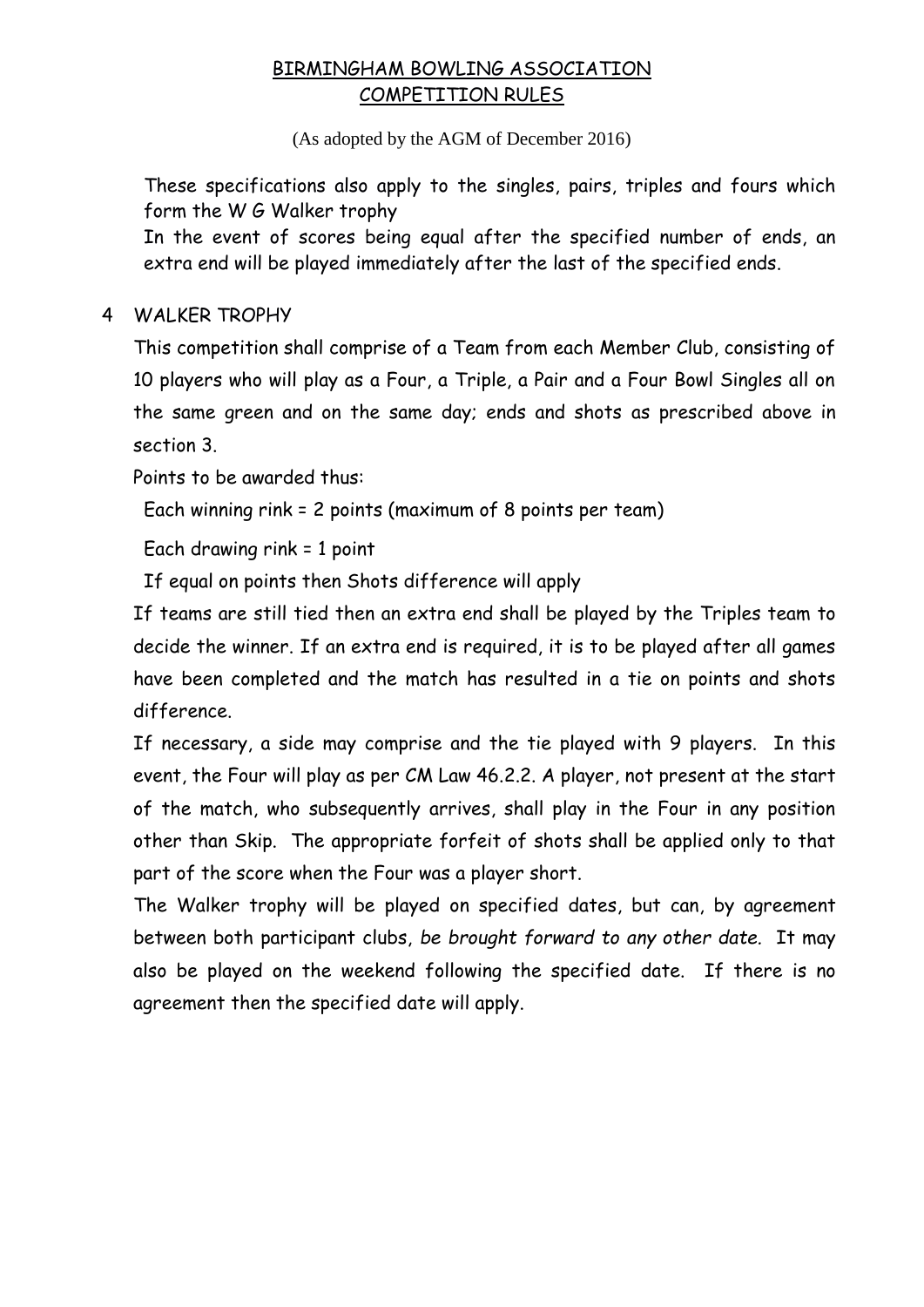# BIRMINGHAM BOWLING ASSOCIATION
## COMPETITION RULES

(As adopted by the AGM of December 2016)

These specifications also apply to the singles, pairs, triples and fours which form the W G Walker trophy

In the event of scores being equal after the specified number of ends, an extra end will be played immediately after the last of the specified ends.

4 WALKER TROPHY

This competition shall comprise of a Team from each Member Club, consisting of 10 players who will play as a Four, a Triple, a Pair and a Four Bowl Singles all on the same green and on the same day; ends and shots as prescribed above in section 3.

Points to be awarded thus:

Each winning rink = 2 points (maximum of 8 points per team)

Each drawing rink = 1 point

If equal on points then Shots difference will apply

If teams are still tied then an extra end shall be played by the Triples team to decide the winner. If an extra end is required, it is to be played after all games have been completed and the match has resulted in a tie on points and shots difference.

If necessary, a side may comprise and the tie played with 9 players. In this event, the Four will play as per CM Law 46.2.2. A player, not present at the start of the match, who subsequently arrives, shall play in the Four in any position other than Skip. The appropriate forfeit of shots shall be applied only to that part of the score when the Four was a player short.

The Walker trophy will be played on specified dates, but can, by agreement between both participant clubs, *be brought forward to any other date.* It may also be played on the weekend following the specified date. If there is no agreement then the specified date will apply.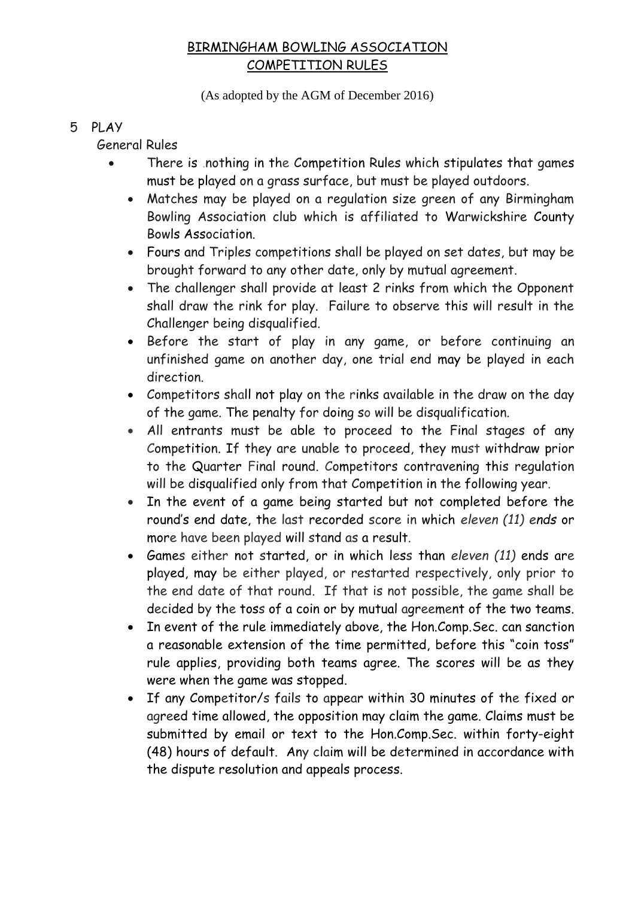# BIRMINGHAM BOWLING ASSOCIATION
## COMPETITION RULES

(As adopted by the AGM of December 2016)

## 5 PLAY

General Rules

- There is nothing in the Competition Rules which stipulates that games must be played on a grass surface, but must be played outdoors.
- Matches may be played on a regulation size green of any Birmingham Bowling Association club which is affiliated to Warwickshire County Bowls Association.
- Fours and Triples competitions shall be played on set dates, but may be brought forward to any other date, only by mutual agreement.
- The challenger shall provide at least 2 rinks from which the Opponent shall draw the rink for play. Failure to observe this will result in the Challenger being disqualified.
- Before the start of play in any game, or before continuing an unfinished game on another day, one trial end may be played in each direction.
- Competitors shall not play on the rinks available in the draw on the day of the game. The penalty for doing so will be disqualification.
- All entrants must be able to proceed to the Final stages of any Competition. If they are unable to proceed, they must withdraw prior to the Quarter Final round. Competitors contravening this regulation will be disqualified only from that Competition in the following year.
- In the event of a game being started but not completed before the round's end date, the last recorded score in which *eleven (11) ends* or more have been played will stand as a result.
- Games either not started, or in which less than *eleven (11)* ends are played, may be either played, or restarted respectively, only prior to the end date of that round. If that is not possible, the game shall be decided by the toss of a coin or by mutual agreement of the two teams.
- In event of the rule immediately above, the Hon.Comp.Sec. can sanction a reasonable extension of the time permitted, before this "coin toss" rule applies, providing both teams agree. The scores will be as they were when the game was stopped.
- If any Competitor/s fails to appear within 30 minutes of the fixed or agreed time allowed, the opposition may claim the game. Claims must be submitted by email or text to the Hon.Comp.Sec. within forty-eight (48) hours of default. Any claim will be determined in accordance with the dispute resolution and appeals process.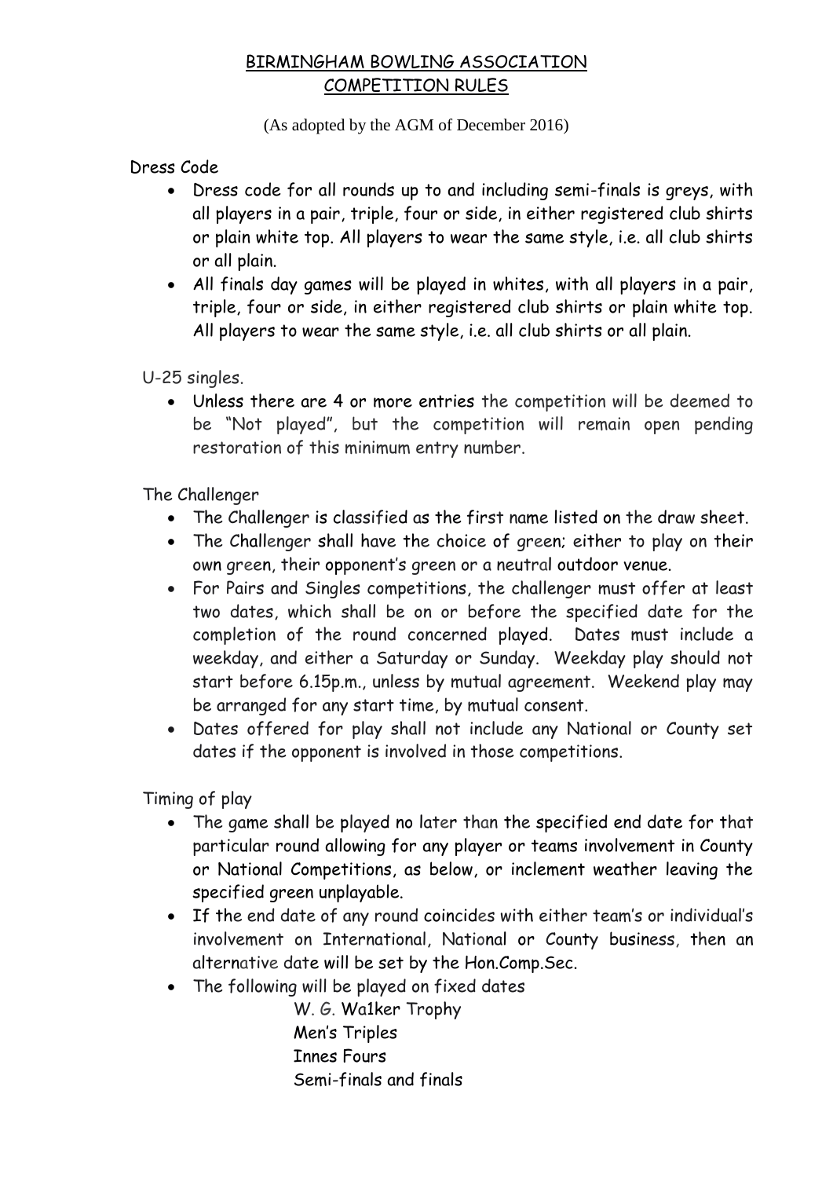# BIRMINGHAM BOWLING ASSOCIATION
# COMPETITION RULES

(As adopted by the AGM of December 2016)

## Dress Code

- Dress code for all rounds up to and including semi-finals is greys, with all players in a pair, triple, four or side, in either registered club shirts or plain white top. All players to wear the same style, i.e. all club shirts or all plain.
- All finals day games will be played in whites, with all players in a pair, triple, four or side, in either registered club shirts or plain white top. All players to wear the same style, i.e. all club shirts or all plain.

## U-25 singles.

- Unless there are 4 or more entries the competition will be deemed to be "Not played", but the competition will remain open pending restoration of this minimum entry number.

## The Challenger

- The Challenger is classified as the first name listed on the draw sheet.
- The Challenger shall have the choice of green; either to play on their own green, their opponent's green or a neutral outdoor venue.
- For Pairs and Singles competitions, the challenger must offer at least two dates, which shall be on or before the specified date for the completion of the round concerned played. Dates must include a weekday, and either a Saturday or Sunday. Weekday play should not start before 6.15p.m., unless by mutual agreement. Weekend play may be arranged for any start time, by mutual consent.
- Dates offered for play shall not include any National or County set dates if the opponent is involved in those competitions.

## Timing of play

- The game shall be played no later than the specified end date for that particular round allowing for any player or teams involvement in County or National Competitions, as below, or inclement weather leaving the specified green unplayable.
- If the end date of any round coincides with either team's or individual's involvement on International, National or County business, then an alternative date will be set by the Hon.Comp.Sec.
- The following will be played on fixed dates

  W. G. Wa1ker Trophy
  Men's Triples
  Innes Fours
  Semi-finals and finals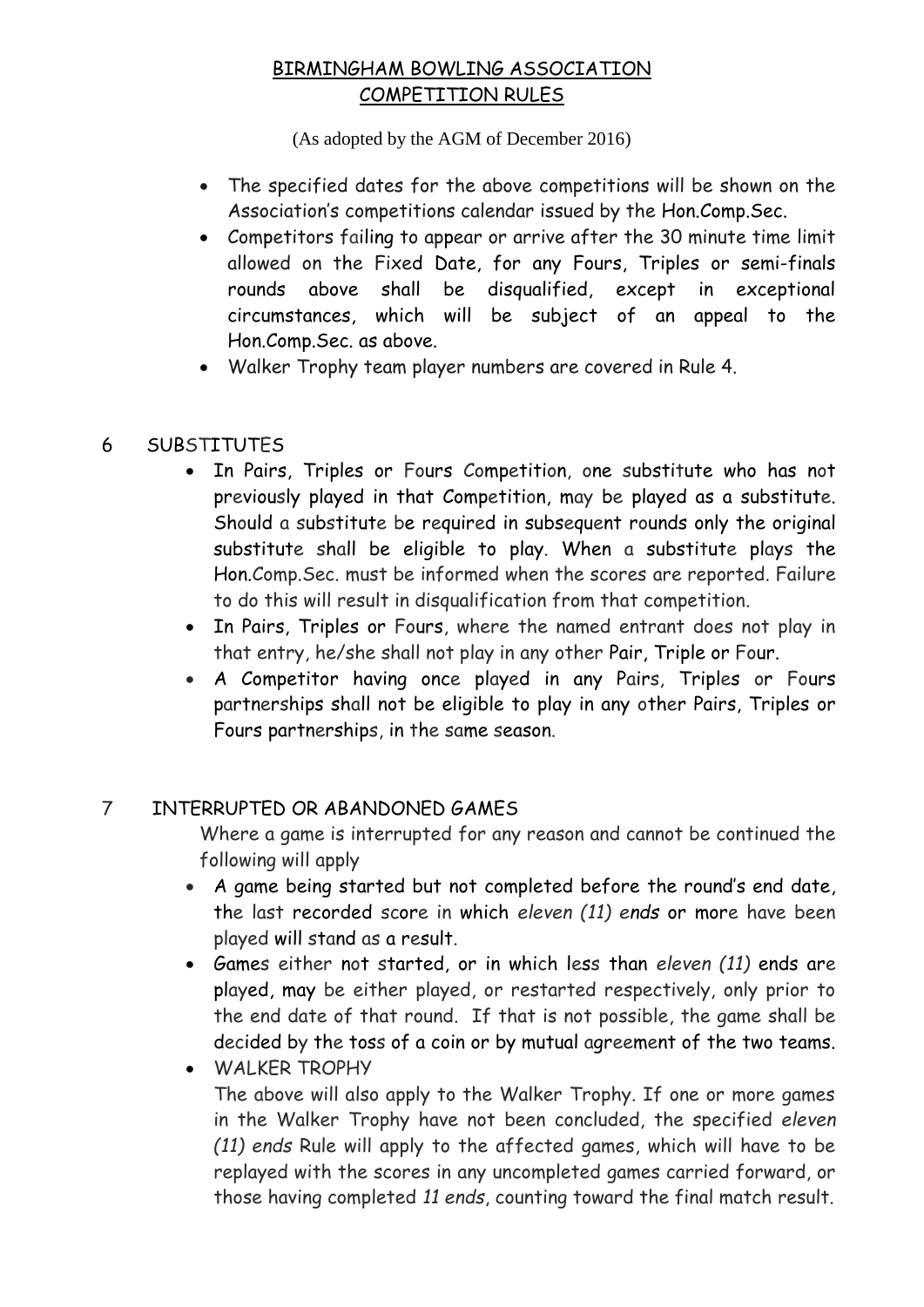# BIRMINGHAM BOWLING ASSOCIATION
## COMPETITION RULES

(As adopted by the AGM of December 2016)

- The specified dates for the above competitions will be shown on the Association's competitions calendar issued by the Hon.Comp.Sec.
- Competitors failing to appear or arrive after the 30 minute time limit allowed on the Fixed Date, for any Fours, Triples or semi-finals rounds above shall be disqualified, except in exceptional circumstances, which will be subject of an appeal to the Hon.Comp.Sec. as above.
- Walker Trophy team player numbers are covered in Rule 4.

## 6 SUBSTITUTES

- In Pairs, Triples or Fours Competition, one substitute who has not previously played in that Competition, may be played as a substitute. Should a substitute be required in subsequent rounds only the original substitute shall be eligible to play. When a substitute plays the Hon.Comp.Sec. must be informed when the scores are reported. Failure to do this will result in disqualification from that competition.
- In Pairs, Triples or Fours, where the named entrant does not play in that entry, he/she shall not play in any other Pair, Triple or Four.
- A Competitor having once played in any Pairs, Triples or Fours partnerships shall not be eligible to play in any other Pairs, Triples or Fours partnerships, in the same season.

## 7 INTERRUPTED OR ABANDONED GAMES

Where a game is interrupted for any reason and cannot be continued the following will apply

- A game being started but not completed before the round's end date, the last recorded score in which *eleven (11) ends* or more have been played will stand as a result.
- Games either not started, or in which less than *eleven (11)* ends are played, may be either played, or restarted respectively, only prior to the end date of that round. If that is not possible, the game shall be decided by the toss of a coin or by mutual agreement of the two teams.
- WALKER TROPHY

  The above will also apply to the Walker Trophy. If one or more games in the Walker Trophy have not been concluded, the specified *eleven (11) ends* Rule will apply to the affected games, which will have to be replayed with the scores in any uncompleted games carried forward, or those having completed *11 ends*, counting toward the final match result.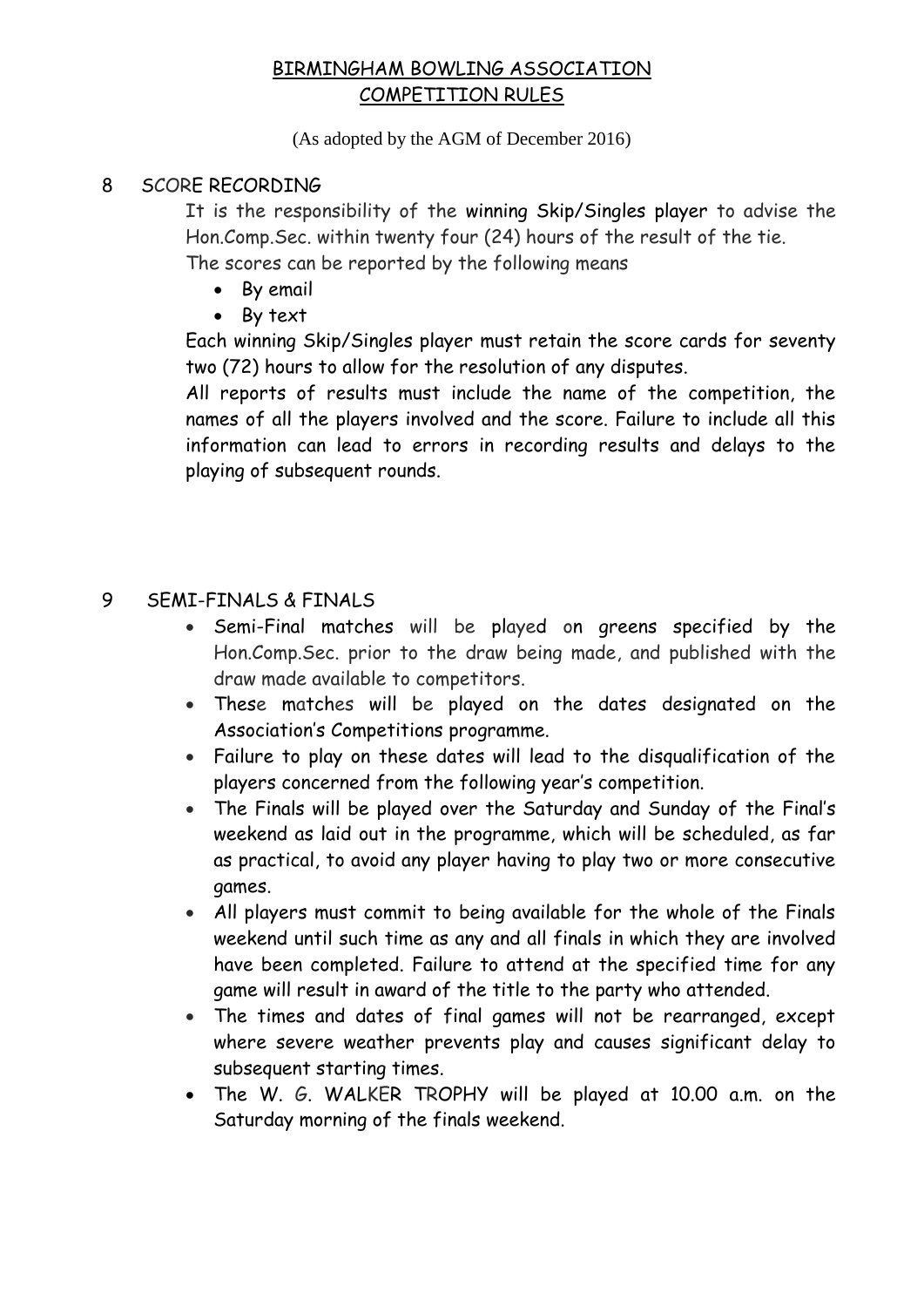# BIRMINGHAM BOWLING ASSOCIATION
## COMPETITION RULES

(As adopted by the AGM of December 2016)

## 8 SCORE RECORDING

It is the responsibility of the winning Skip/Singles player to advise the Hon.Comp.Sec. within twenty four (24) hours of the result of the tie.

The scores can be reported by the following means

- By email
- By text

Each winning Skip/Singles player must retain the score cards for seventy two (72) hours to allow for the resolution of any disputes.

All reports of results must include the name of the competition, the names of all the players involved and the score. Failure to include all this information can lead to errors in recording results and delays to the playing of subsequent rounds.

## 9 SEMI-FINALS & FINALS

- Semi-Final matches will be played on greens specified by the Hon.Comp.Sec. prior to the draw being made, and published with the draw made available to competitors.
- These matches will be played on the dates designated on the Association's Competitions programme.
- Failure to play on these dates will lead to the disqualification of the players concerned from the following year's competition.
- The Finals will be played over the Saturday and Sunday of the Final's weekend as laid out in the programme, which will be scheduled, as far as practical, to avoid any player having to play two or more consecutive games.
- All players must commit to being available for the whole of the Finals weekend until such time as any and all finals in which they are involved have been completed. Failure to attend at the specified time for any game will result in award of the title to the party who attended.
- The times and dates of final games will not be rearranged, except where severe weather prevents play and causes significant delay to subsequent starting times.
- The W. G. WALKER TROPHY will be played at 10.00 a.m. on the Saturday morning of the finals weekend.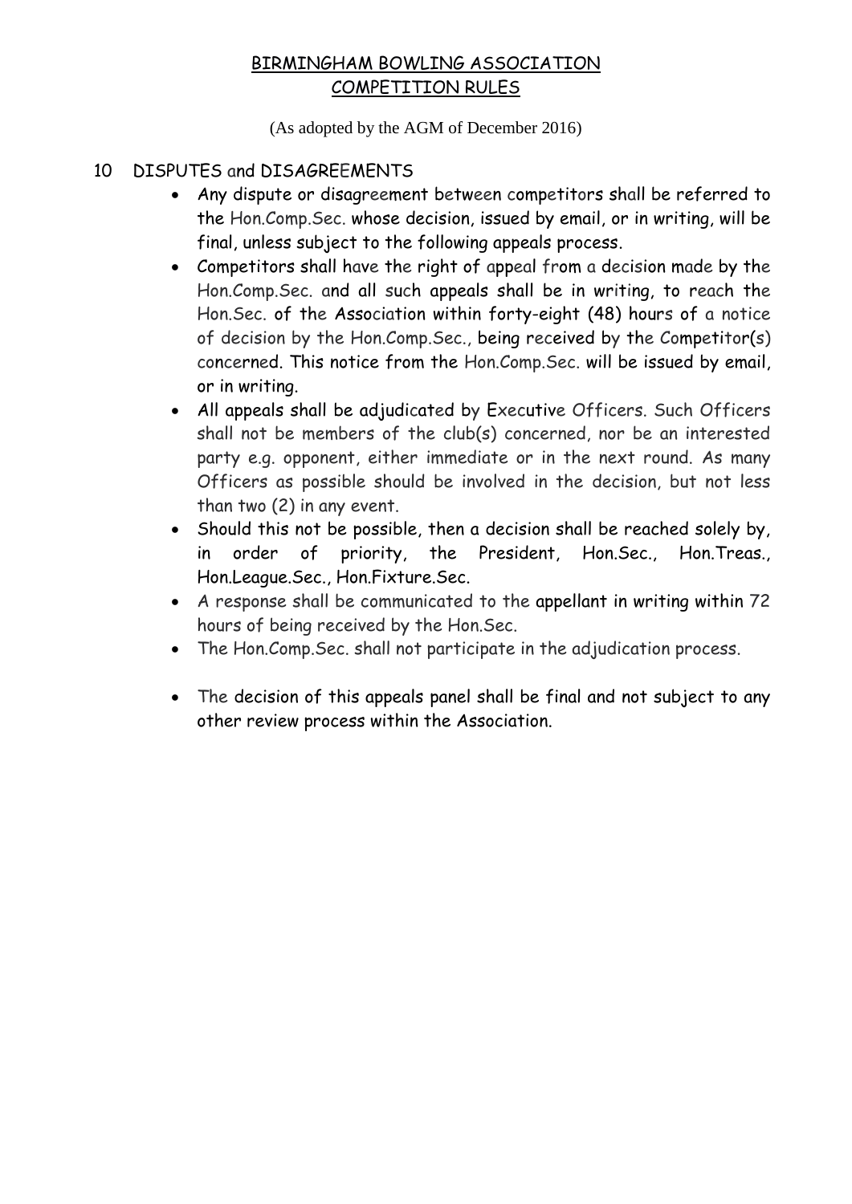# BIRMINGHAM BOWLING ASSOCIATION
# COMPETITION RULES

(As adopted by the AGM of December 2016)

## 10 DISPUTES and DISAGREEMENTS

- Any dispute or disagreement between competitors shall be referred to the Hon.Comp.Sec. whose decision, issued by email, or in writing, will be final, unless subject to the following appeals process.
- Competitors shall have the right of appeal from a decision made by the Hon.Comp.Sec. and all such appeals shall be in writing, to reach the Hon.Sec. of the Association within forty-eight (48) hours of a notice of decision by the Hon.Comp.Sec., being received by the Competitor(s) concerned. This notice from the Hon.Comp.Sec. will be issued by email, or in writing.
- All appeals shall be adjudicated by Executive Officers. Such Officers shall not be members of the club(s) concerned, nor be an interested party e.g. opponent, either immediate or in the next round. As many Officers as possible should be involved in the decision, but not less than two (2) in any event.
- Should this not be possible, then a decision shall be reached solely by, in order of priority, the President, Hon.Sec., Hon.Treas., Hon.League.Sec., Hon.Fixture.Sec.
- A response shall be communicated to the appellant in writing within 72 hours of being received by the Hon.Sec.
- The Hon.Comp.Sec. shall not participate in the adjudication process.
- The decision of this appeals panel shall be final and not subject to any other review process within the Association.